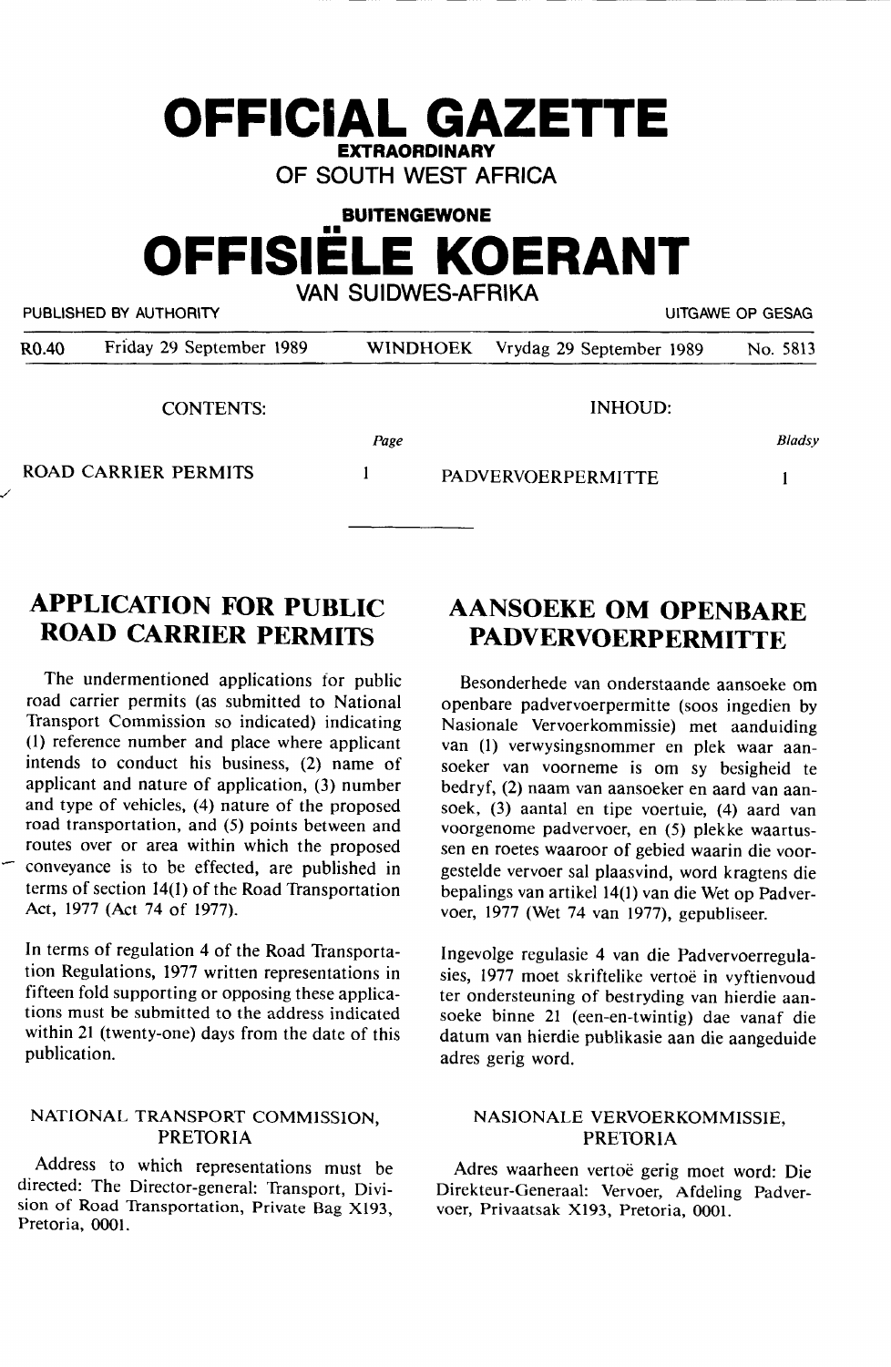# OFFICIAL GAZETTE

**EXTRAORDINARY**

**OF SOUTH WEST AFRICA**

**BUITENGEWONE**

# OFFISIËLE KOERANT

**VAN SUIDWES-AFRIKA**

PUBLISHED BY AUTHORITY — UITGAWE OP GESAG

R0.40 Friday 29 September 1989 WINDHOEK Vrydag 29 September 1989 No. 5813

| CONTENTS: | Page | INHOUD: | Bladsy |
|---|---|---|---|
| ROAD CARRIER PERMITS | 1 | PADVERVOERPERMITTE | 1 |

---

## APPLICATION FOR PUBLIC ROAD CARRIER PERMITS

The undermentioned applications for public road carrier permits (as submitted to National Transport Commission so indicated) indicating (1) reference number and place where applicant intends to conduct his business, (2) name of applicant and nature of application, (3) number and type of vehicles, (4) nature of the proposed road transportation, and (5) points between and routes over or area within which the proposed conveyance is to be effected, are published in terms of section 14(1) of the Road Transportation Act, 1977 (Act 74 of 1977).

In terms of regulation 4 of the Road Transportation Regulations, 1977 written representations in fifteen fold supporting or opposing these applications must be submitted to the address indicated within 21 (twenty-one) days from the date of this publication.

### NATIONAL TRANSPORT COMMISSION, PRETORIA

Address to which representations must be directed: The Director-general: Transport, Division of Road Transportation, Private Bag X193, Pretoria, 0001.

## AANSOEKE OM OPENBARE PADVERVOERPERMITTE

Besonderhede van onderstaande aansoeke om openbare padvervoerpermitte (soos ingedien by Nasionale Vervoerkommissie) met aanduiding van (1) verwysingsnommer en plek waar aansoeker van voorneme is om sy besigheid te bedryf, (2) naam van aansoeker en aard van aansoek, (3) aantal en tipe voertuie, (4) aard van voorgenome padvervoer, en (5) plekke waartussen en roetes waaroor of gebied waarin die voorgestelde vervoer sal plaasvind, word kragtens die bepalings van artikel 14(1) van die Wet op Padvervoer, 1977 (Wet 74 van 1977), gepubliseer.

Ingevolge regulasie 4 van die Padvervoerregulasies, 1977 moet skriftelike vertoë in vyftienvoud ter ondersteuning of bestryding van hierdie aansoeke binne 21 (een-en-twintig) dae vanaf die datum van hierdie publikasie aan die aangeduide adres gerig word.

### NASIONALE VERVOERKOMMISSIE, PRETORIA

Adres waarheen vertoë gerig moet word: Die Direkteur-Generaal: Vervoer, Afdeling Padvervoer, Privaatsak X193, Pretoria, 0001.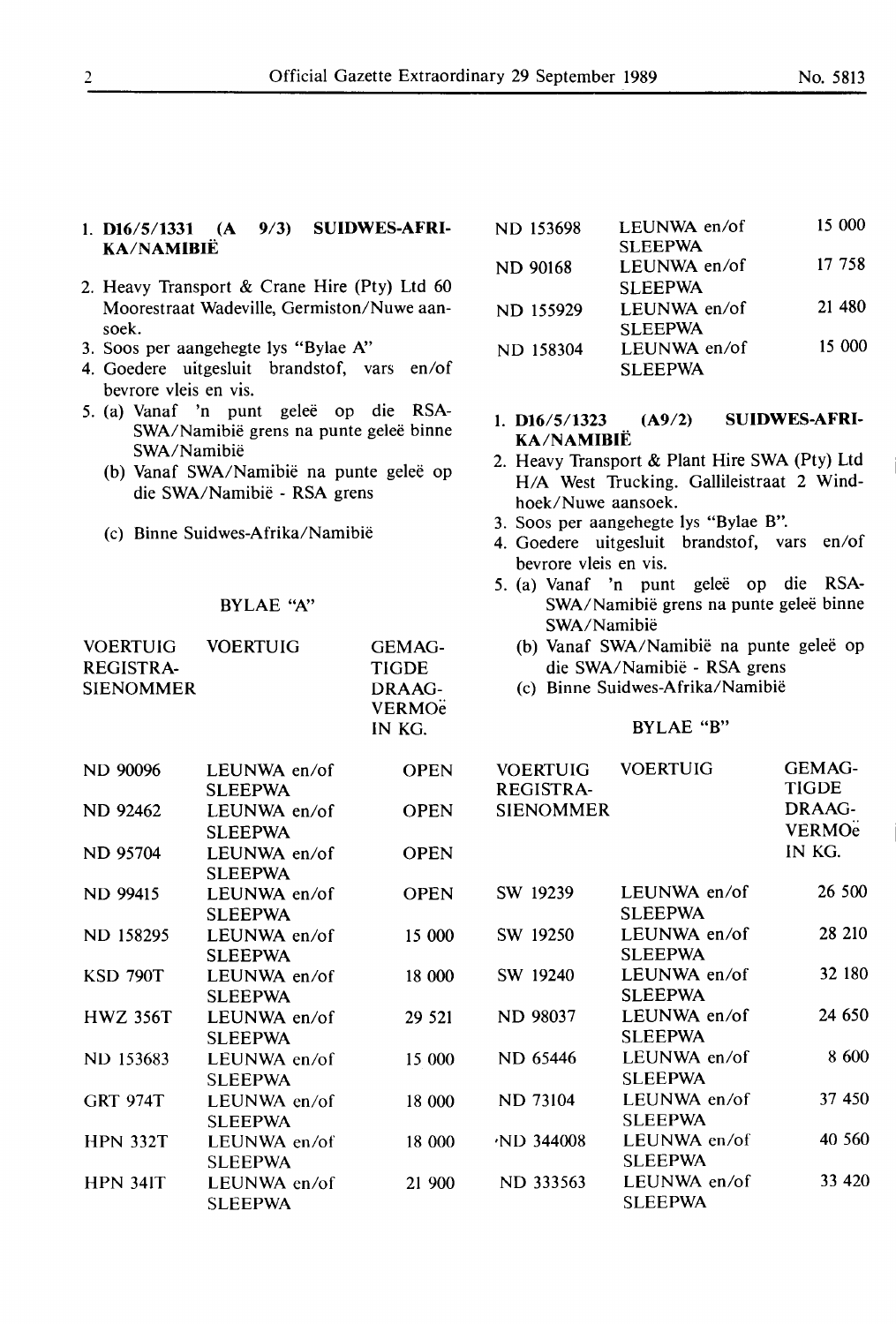1. **D16/5/1331 (A 9/3) SUIDWES-AFRIKA/NAMIBIË**
2. Heavy Transport & Crane Hire (Pty) Ltd 60 Moorestraat Wadeville, Germiston/Nuwe aansoek.
3. Soos per aangehegte lys "Bylae A"
4. Goedere uitgesluit brandstof, vars en/of bevrore vleis en vis.
5. (a) Vanaf 'n punt geleë op die RSA-SWA/Namibië grens na punte geleë binne SWA/Namibië
   (b) Vanaf SWA/Namibië na punte geleë op die SWA/Namibië - RSA grens
   (c) Binne Suidwes-Afrika/Namibië

BYLAE "A"

| VOERTUIG REGISTRASIENOMMER | VOERTUIG | GEMAGTIGDE DRAAGVERMOë IN KG. |
|---|---|---|
| ND 90096 | LEUNWA en/of SLEEPWA | OPEN |
| ND 92462 | LEUNWA en/of SLEEPWA | OPEN |
| ND 95704 | LEUNWA en/of SLEEPWA | OPEN |
| ND 99415 | LEUNWA en/of SLEEPWA | OPEN |
| ND 158295 | LEUNWA en/of SLEEPWA | 15 000 |
| KSD 790T | LEUNWA en/of SLEEPWA | 18 000 |
| HWZ 356T | LEUNWA en/of SLEEPWA | 29 521 |
| ND 153683 | LEUNWA en/of SLEEPWA | 15 000 |
| GRT 974T | LEUNWA en/of SLEEPWA | 18 000 |
| HPN 332T | LEUNWA en/of SLEEPWA | 18 000 |
| HPN 341T | LEUNWA en/of SLEEPWA | 21 900 |
| ND 153698 | LEUNWA en/of SLEEPWA | 15 000 |
| ND 90168 | LEUNWA en/of SLEEPWA | 17 758 |
| ND 155929 | LEUNWA en/of SLEEPWA | 21 480 |
| ND 158304 | LEUNWA en/of SLEEPWA | 15 000 |

1. **D16/5/1323 (A9/2) SUIDWES-AFRIKA/NAMIBIË**
2. Heavy Transport & Plant Hire SWA (Pty) Ltd H/A West Trucking. Gallileistraat 2 Windhoek/Nuwe aansoek.
3. Soos per aangehegte lys "Bylae B".
4. Goedere uitgesluit brandstof, vars en/of bevrore vleis en vis.
5. (a) Vanaf 'n punt geleë op die RSA-SWA/Namibië grens na punte geleë binne SWA/Namibië
   (b) Vanaf SWA/Namibië na punte geleë op die SWA/Namibië - RSA grens
   (c) Binne Suidwes-Afrika/Namibië

BYLAE "B"

| VOERTUIG REGISTRASIENOMMER | VOERTUIG | GEMAGTIGDE DRAAGVERMOë IN KG. |
|---|---|---|
| SW 19239 | LEUNWA en/of SLEEPWA | 26 500 |
| SW 19250 | LEUNWA en/of SLEEPWA | 28 210 |
| SW 19240 | LEUNWA en/of SLEEPWA | 32 180 |
| ND 98037 | LEUNWA en/of SLEEPWA | 24 650 |
| ND 65446 | LEUNWA en/of SLEEPWA | 8 600 |
| ND 73104 | LEUNWA en/of SLEEPWA | 37 450 |
| ND 344008 | LEUNWA en/of SLEEPWA | 40 560 |
| ND 333563 | LEUNWA en/of SLEEPWA | 33 420 |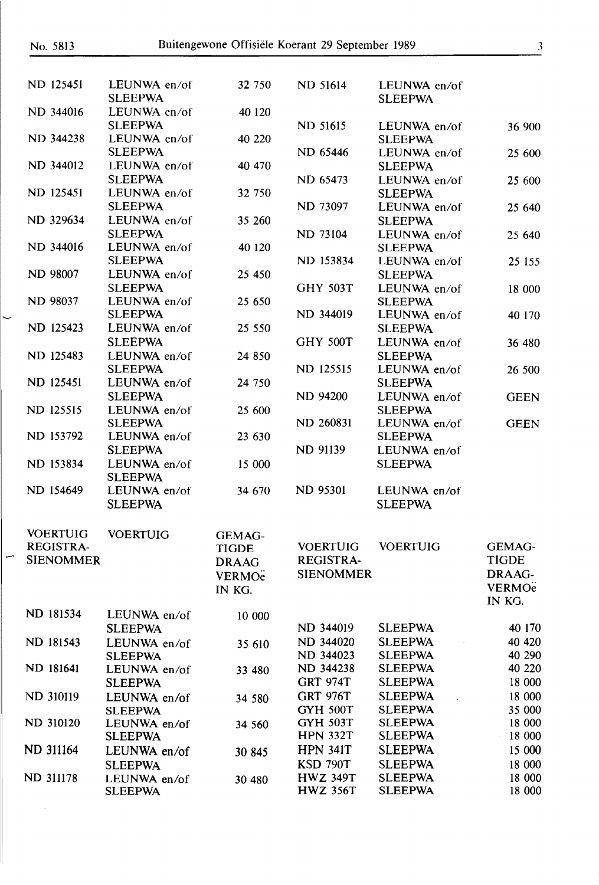| VOERTUIG REGISTRASIENOMMER | VOERTUIG | GEMAGTIGDE DRAAGVERMOë IN KG. |
|---|---|---|
| ND 125451 | LEUNWA en/of SLEEPWA | 32 750 |
| ND 344016 | LEUNWA en/of SLEEPWA | 40 120 |
| ND 344238 | LEUNWA en/of SLEEPWA | 40 220 |
| ND 344012 | LEUNWA en/of SLEEPWA | 40 470 |
| ND 125451 | LEUNWA en/of SLEEPWA | 32 750 |
| ND 329634 | LEUNWA en/of SLEEPWA | 35 260 |
| ND 344016 | LEUNWA en/of SLEEPWA | 40 120 |
| ND 98007 | LEUNWA en/of SLEEPWA | 25 450 |
| ND 98037 | LEUNWA en/of SLEEPWA | 25 650 |
| ND 125423 | LEUNWA en/of SLEEPWA | 25 550 |
| ND 125483 | LEUNWA en/of SLEEPWA | 24 850 |
| ND 125451 | LEUNWA en/of SLEEPWA | 24 750 |
| ND 125515 | LEUNWA en/of SLEEPWA | 25 600 |
| ND 153792 | LEUNWA en/of SLEEPWA | 23 630 |
| ND 153834 | LEUNWA en/of SLEEPWA | 15 000 |
| ND 154649 | LEUNWA en/of SLEEPWA | 34 670 |
| **VOERTUIG REGISTRASIENOMMER** | **VOERTUIG** | **GEMAGTIGDE DRAAGVERMOë IN KG.** |
| ND 181534 | LEUNWA en/of SLEEPWA | 10 000 |
| ND 181543 | LEUNWA en/of SLEEPWA | 35 610 |
| ND 181641 | LEUNWA en/of SLEEPWA | 33 480 |
| ND 310119 | LEUNWA en/of SLEEPWA | 34 580 |
| ND 310120 | LEUNWA en/of SLEEPWA | 34 560 |
| ND 311164 | LEUNWA en/of SLEEPWA | 30 845 |
| ND 311178 | LEUNWA en/of SLEEPWA | 30 480 |

| VOERTUIG REGISTRASIENOMMER | VOERTUIG | GEMAGTIGDE DRAAGVERMOë IN KG. |
|---|---|---|
| ND 51614 | LEUNWA en/of SLEEPWA | |
| ND 51615 | LEUNWA en/of SLEEPWA | 36 900 |
| ND 65446 | LEUNWA en/of SLEEPWA | 25 600 |
| ND 65473 | LEUNWA en/of SLEEPWA | 25 600 |
| ND 73097 | LEUNWA en/of SLEEPWA | 25 640 |
| ND 73104 | LEUNWA en/of SLEEPWA | 25 640 |
| ND 153834 | LEUNWA en/of SLEEPWA | 25 155 |
| GHY 503T | LEUNWA en/of SLEEPWA | 18 000 |
| ND 344019 | LEUNWA en/of SLEEPWA | 40 170 |
| GHY 500T | LEUNWA en/of SLEEPWA | 36 480 |
| ND 125515 | LEUNWA en/of SLEEPWA | 26 500 |
| ND 94200 | LEUNWA en/of SLEEPWA | GEEN |
| ND 260831 | LEUNWA en/of SLEEPWA | GEEN |
| ND 91139 | LEUNWA en/of SLEEPWA | |
| ND 95301 | LEUNWA en/of SLEEPWA | |
| **VOERTUIG REGISTRASIENOMMER** | **VOERTUIG** | **GEMAGTIGDE DRAAGVERMOë IN KG.** |
| ND 344019 | SLEEPWA | 40 170 |
| ND 344020 | SLEEPWA | 40 420 |
| ND 344023 | SLEEPWA | 40 290 |
| ND 344238 | SLEEPWA | 40 220 |
| GRT 974T | SLEEPWA | 18 000 |
| GRT 976T | SLEEPWA | 18 000 |
| GYH 500T | SLEEPWA | 35 000 |
| GYH 503T | SLEEPWA | 18 000 |
| HPN 332T | SLEEPWA | 18 000 |
| HPN 341T | SLEEPWA | 15 000 |
| KSD 790T | SLEEPWA | 18 000 |
| HWZ 349T | SLEEPWA | 18 000 |
| HWZ 356T | SLEEPWA | 18 000 |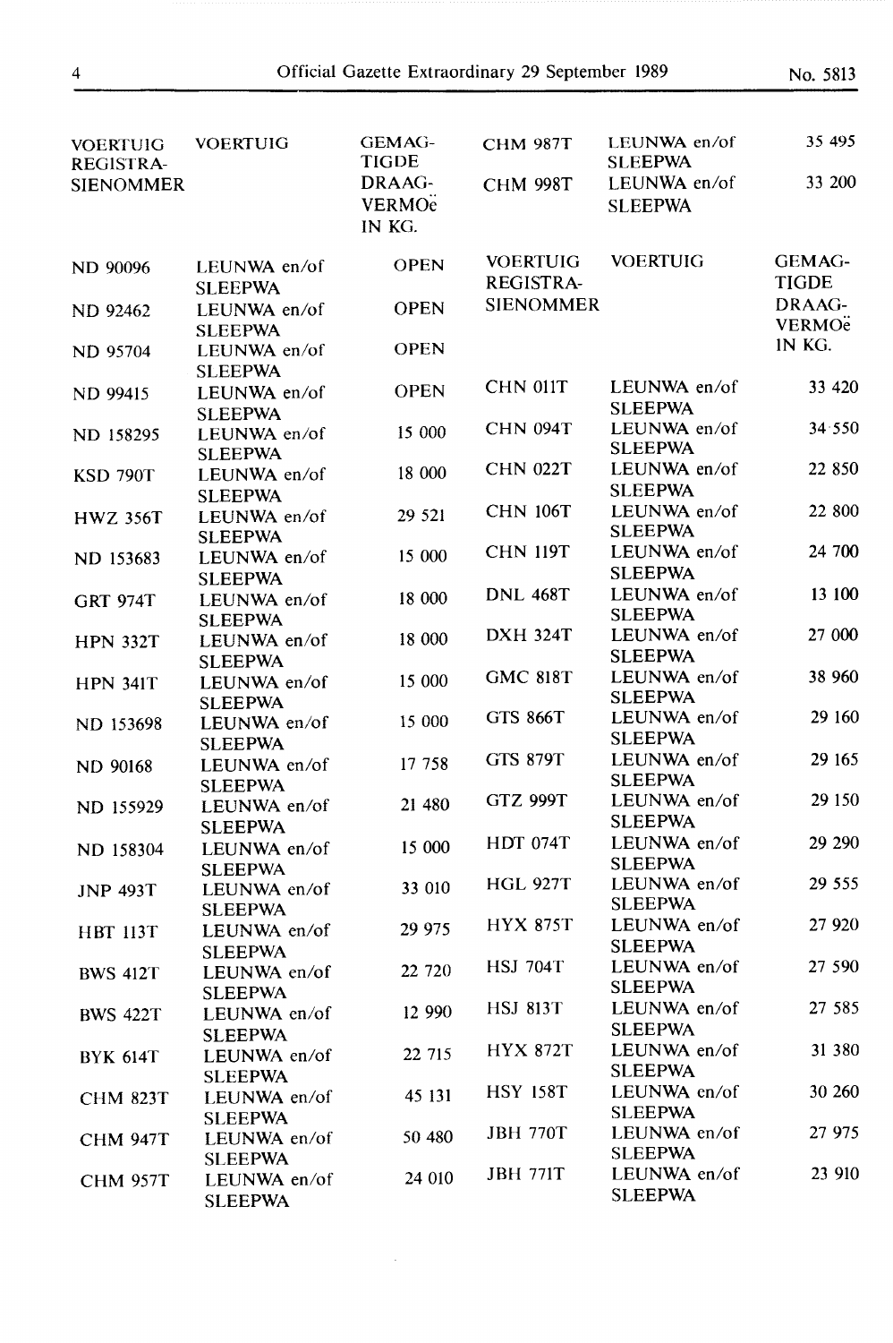| VOERTUIG REGISTRASIENOMMER | VOERTUIG | GEMAGTIGDE DRAAGVERMOë IN KG. |
|---|---|---|
| ND 90096 | LEUNWA en/of SLEEPWA | OPEN |
| ND 92462 | LEUNWA en/of SLEEPWA | OPEN |
| ND 95704 | LEUNWA en/of SLEEPWA | OPEN |
| ND 99415 | LEUNWA en/of SLEEPWA | OPEN |
| ND 158295 | LEUNWA en/of SLEEPWA | 15 000 |
| KSD 790T | LEUNWA en/of SLEEPWA | 18 000 |
| HWZ 356T | LEUNWA en/of SLEEPWA | 29 521 |
| ND 153683 | LEUNWA en/of SLEEPWA | 15 000 |
| GRT 974T | LEUNWA en/of SLEEPWA | 18 000 |
| HPN 332T | LEUNWA en/of SLEEPWA | 18 000 |
| HPN 341T | LEUNWA en/of SLEEPWA | 15 000 |
| ND 153698 | LEUNWA en/of SLEEPWA | 15 000 |
| ND 90168 | LEUNWA en/of SLEEPWA | 17 758 |
| ND 155929 | LEUNWA en/of SLEEPWA | 21 480 |
| ND 158304 | LEUNWA en/of SLEEPWA | 15 000 |
| JNP 493T | LEUNWA en/of SLEEPWA | 33 010 |
| HBT 113T | LEUNWA en/of SLEEPWA | 29 975 |
| BWS 412T | LEUNWA en/of SLEEPWA | 22 720 |
| BWS 422T | LEUNWA en/of SLEEPWA | 12 990 |
| BYK 614T | LEUNWA en/of SLEEPWA | 22 715 |
| CHM 823T | LEUNWA en/of SLEEPWA | 45 131 |
| CHM 947T | LEUNWA en/of SLEEPWA | 50 480 |
| CHM 957T | LEUNWA en/of SLEEPWA | 24 010 |
| CHM 987T | LEUNWA en/of SLEEPWA | 35 495 |
| CHM 998T | LEUNWA en/of SLEEPWA | 33 200 |

| VOERTUIG REGISTRASIENOMMER | VOERTUIG | GEMAGTIGDE DRAAGVERMOë IN KG. |
|---|---|---|
| CHN 011T | LEUNWA en/of SLEEPWA | 33 420 |
| CHN 094T | LEUNWA en/of SLEEPWA | 34 550 |
| CHN 022T | LEUNWA en/of SLEEPWA | 22 850 |
| CHN 106T | LEUNWA en/of SLEEPWA | 22 800 |
| CHN 119T | LEUNWA en/of SLEEPWA | 24 700 |
| DNL 468T | LEUNWA en/of SLEEPWA | 13 100 |
| DXH 324T | LEUNWA en/of SLEEPWA | 27 000 |
| GMC 818T | LEUNWA en/of SLEEPWA | 38 960 |
| GTS 866T | LEUNWA en/of SLEEPWA | 29 160 |
| GTS 879T | LEUNWA en/of SLEEPWA | 29 165 |
| GTZ 999T | LEUNWA en/of SLEEPWA | 29 150 |
| HDT 074T | LEUNWA en/of SLEEPWA | 29 290 |
| HGL 927T | LEUNWA en/of SLEEPWA | 29 555 |
| HYX 875T | LEUNWA en/of SLEEPWA | 27 920 |
| HSJ 704T | LEUNWA en/of SLEEPWA | 27 590 |
| HSJ 813T | LEUNWA en/of SLEEPWA | 27 585 |
| HYX 872T | LEUNWA en/of SLEEPWA | 31 380 |
| HSY 158T | LEUNWA en/of SLEEPWA | 30 260 |
| JBH 770T | LEUNWA en/of SLEEPWA | 27 975 |
| JBH 771T | LEUNWA en/of SLEEPWA | 23 910 |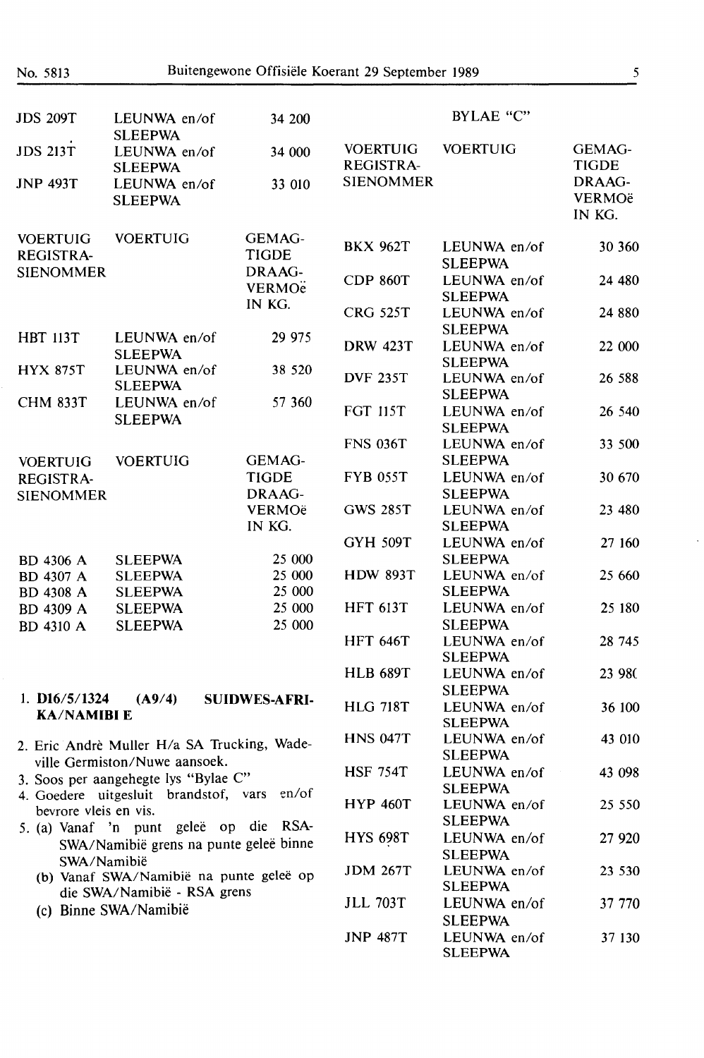| | | |
|---|---|---|
| JDS 209T | LEUNWA en/of SLEEPWA | 34 200 |
| JDS 213T | LEUNWA en/of SLEEPWA | 34 000 |
| JNP 493T | LEUNWA en/of SLEEPWA | 33 010 |

| VOERTUIG REGISTRASIENOMMER | VOERTUIG | GEMAGTIGDE DRAAGVERMOë IN KG. |
|---|---|---|
| HBT 113T | LEUNWA en/of SLEEPWA | 29 975 |
| HYX 875T | LEUNWA en/of SLEEPWA | 38 520 |
| CHM 833T | LEUNWA en/of SLEEPWA | 57 360 |

| VOERTUIG REGISTRASIENOMMER | VOERTUIG | GEMAGTIGDE DRAAGVERMOë IN KG. |
|---|---|---|
| BD 4306 A | SLEEPWA | 25 000 |
| BD 4307 A | SLEEPWA | 25 000 |
| BD 4308 A | SLEEPWA | 25 000 |
| BD 4309 A | SLEEPWA | 25 000 |
| BD 4310 A | SLEEPWA | 25 000 |

1. **D16/5/1324 (A9/4) SUIDWES-AFRIKA/NAMIBIE**
2. Eric Andrè Muller H/a SA Trucking, Wadeville Germiston/Nuwe aansoek.
3. Soos per aangehegte lys "Bylae C"
4. Goedere uitgesluit brandstof, vars en/of bevrore vleis en vis.
5. (a) Vanaf 'n punt geleë op die RSA-SWA/Namibië grens na punte geleë binne SWA/Namibië
   (b) Vanaf SWA/Namibië na punte geleë op die SWA/Namibië - RSA grens
   (c) Binne SWA/Namibië

BYLAE "C"

| VOERTUIG REGISTRASIENOMMER | VOERTUIG | GEMAGTIGDE DRAAGVERMOë IN KG. |
|---|---|---|
| BKX 962T | LEUNWA en/of SLEEPWA | 30 360 |
| CDP 860T | LEUNWA en/of SLEEPWA | 24 480 |
| CRG 525T | LEUNWA en/of SLEEPWA | 24 880 |
| DRW 423T | LEUNWA en/of SLEEPWA | 22 000 |
| DVF 235T | LEUNWA en/of SLEEPWA | 26 588 |
| FGT 115T | LEUNWA en/of SLEEPWA | 26 540 |
| FNS 036T | LEUNWA en/of SLEEPWA | 33 500 |
| FYB 055T | LEUNWA en/of SLEEPWA | 30 670 |
| GWS 285T | LEUNWA en/of SLEEPWA | 23 480 |
| GYH 509T | LEUNWA en/of SLEEPWA | 27 160 |
| HDW 893T | LEUNWA en/of SLEEPWA | 25 660 |
| HFT 613T | LEUNWA en/of SLEEPWA | 25 180 |
| HFT 646T | LEUNWA en/of SLEEPWA | 28 745 |
| HLB 689T | LEUNWA en/of SLEEPWA | 23 98( |
| HLG 718T | LEUNWA en/of SLEEPWA | 36 100 |
| HNS 047T | LEUNWA en/of SLEEPWA | 43 010 |
| HSF 754T | LEUNWA en/of SLEEPWA | 43 098 |
| HYP 460T | LEUNWA en/of SLEEPWA | 25 550 |
| HYS 698T | LEUNWA en/of SLEEPWA | 27 920 |
| JDM 267T | LEUNWA en/of SLEEPWA | 23 530 |
| JLL 703T | LEUNWA en/of SLEEPWA | 37 770 |
| JNP 487T | LEUNWA en/of SLEEPWA | 37 130 |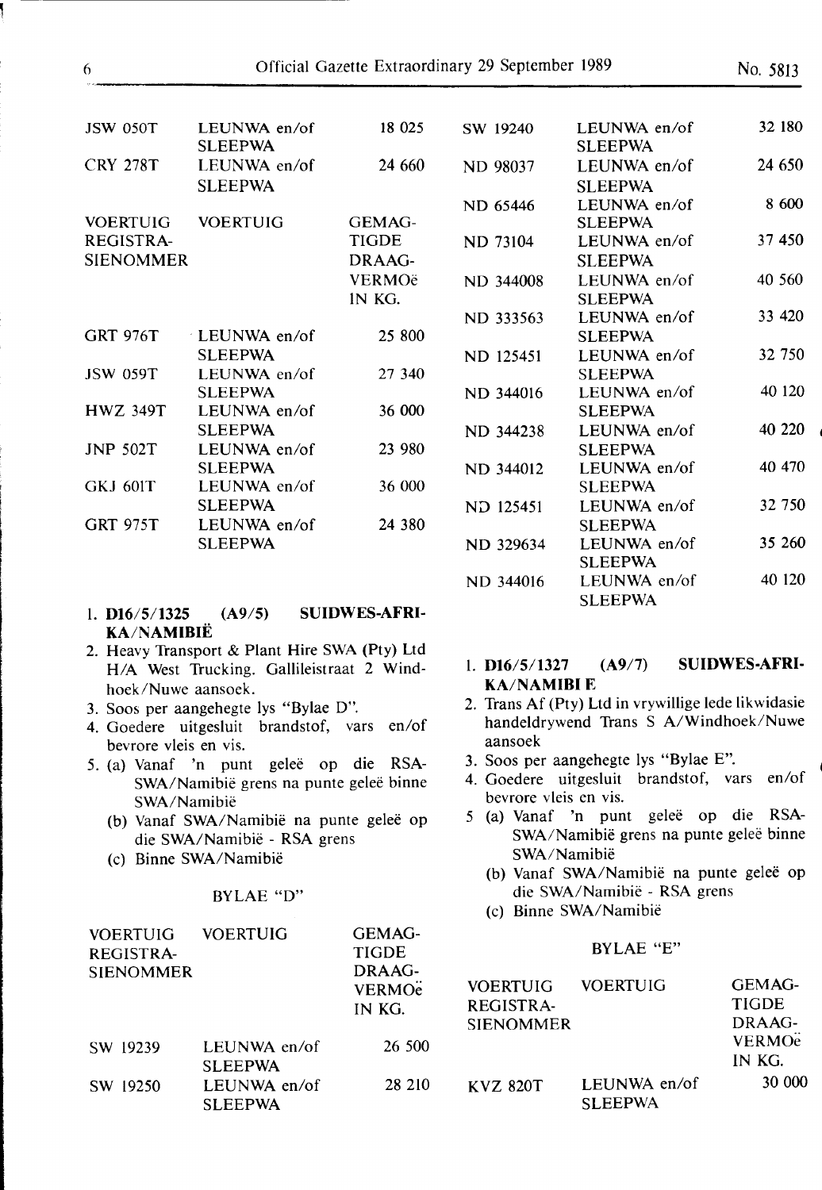| VOERTUIG REGISTRA-SIENOMMER | VOERTUIG | GEMAG-TIGDE DRAAG-VERMOë IN KG. |
|---|---|---|
| JSW 050T | LEUNWA en/of SLEEPWA | 18 025 |
| CRY 278T | LEUNWA en/of SLEEPWA | 24 660 |

| VOERTUIG REGISTRA-SIENOMMER | VOERTUIG | GEMAG-TIGDE DRAAG-VERMOë IN KG. |
|---|---|---|
| GRT 976T | LEUNWA en/of SLEEPWA | 25 800 |
| JSW 059T | LEUNWA en/of SLEEPWA | 27 340 |
| HWZ 349T | LEUNWA en/of SLEEPWA | 36 000 |
| JNP 502T | LEUNWA en/of SLEEPWA | 23 980 |
| GKJ 601T | LEUNWA en/of SLEEPWA | 36 000 |
| GRT 975T | LEUNWA en/of SLEEPWA | 24 380 |

1. **D16/5/1325 (A9/5) SUIDWES-AFRIKA/NAMIBIË**
2. Heavy Transport & Plant Hire SWA (Pty) Ltd H/A West Trucking. Gallileistraat 2 Windhoek/Nuwe aansoek.
3. Soos per aangehegte lys "Bylae D".
4. Goedere uitgesluit brandstof, vars en/of bevrore vleis en vis.
5. (a) Vanaf 'n punt geleë op die RSA-SWA/Namibië grens na punte geleë binne SWA/Namibië
   (b) Vanaf SWA/Namibië na punte geleë op die SWA/Namibië - RSA grens
   (c) Binne SWA/Namibië

BYLAE "D"

| VOERTUIG REGISTRA-SIENOMMER | VOERTUIG | GEMAG-TIGDE DRAAG-VERMOë IN KG. |
|---|---|---|
| SW 19239 | LEUNWA en/of SLEEPWA | 26 500 |
| SW 19250 | LEUNWA en/of SLEEPWA | 28 210 |
| SW 19240 | LEUNWA en/of SLEEPWA | 32 180 |
| ND 98037 | LEUNWA en/of SLEEPWA | 24 650 |
| ND 65446 | LEUNWA en/of SLEEPWA | 8 600 |
| ND 73104 | LEUNWA en/of SLEEPWA | 37 450 |
| ND 344008 | LEUNWA en/of SLEEPWA | 40 560 |
| ND 333563 | LEUNWA en/of SLEEPWA | 33 420 |
| ND 125451 | LEUNWA en/of SLEEPWA | 32 750 |
| ND 344016 | LEUNWA en/of SLEEPWA | 40 120 |
| ND 344238 | LEUNWA en/of SLEEPWA | 40 220 |
| ND 344012 | LEUNWA en/of SLEEPWA | 40 470 |
| ND 125451 | LEUNWA en/of SLEEPWA | 32 750 |
| ND 329634 | LEUNWA en/of SLEEPWA | 35 260 |
| ND 344016 | LEUNWA en/of SLEEPWA | 40 120 |

1. **D16/5/1327 (A9/7) SUIDWES-AFRIKA/NAMIBI E**
2. Trans Af (Pty) Ltd in vrywillige lede likwidasie handeldrywend Trans S A/Windhoek/Nuwe aansoek
3. Soos per aangehegte lys "Bylae E".
4. Goedere uitgesluit brandstof, vars en/of bevrore vleis en vis.
5. (a) Vanaf 'n punt geleë op die RSA-SWA/Namibië grens na punte geleë binne SWA/Namibië
   (b) Vanaf SWA/Namibië na punte geleë op die SWA/Namibië - RSA grens
   (c) Binne SWA/Namibië

BYLAE "E"

| VOERTUIG REGISTRA-SIENOMMER | VOERTUIG | GEMAG-TIGDE DRAAG-VERMOë IN KG. |
|---|---|---|
| KVZ 820T | LEUNWA en/of SLEEPWA | 30 000 |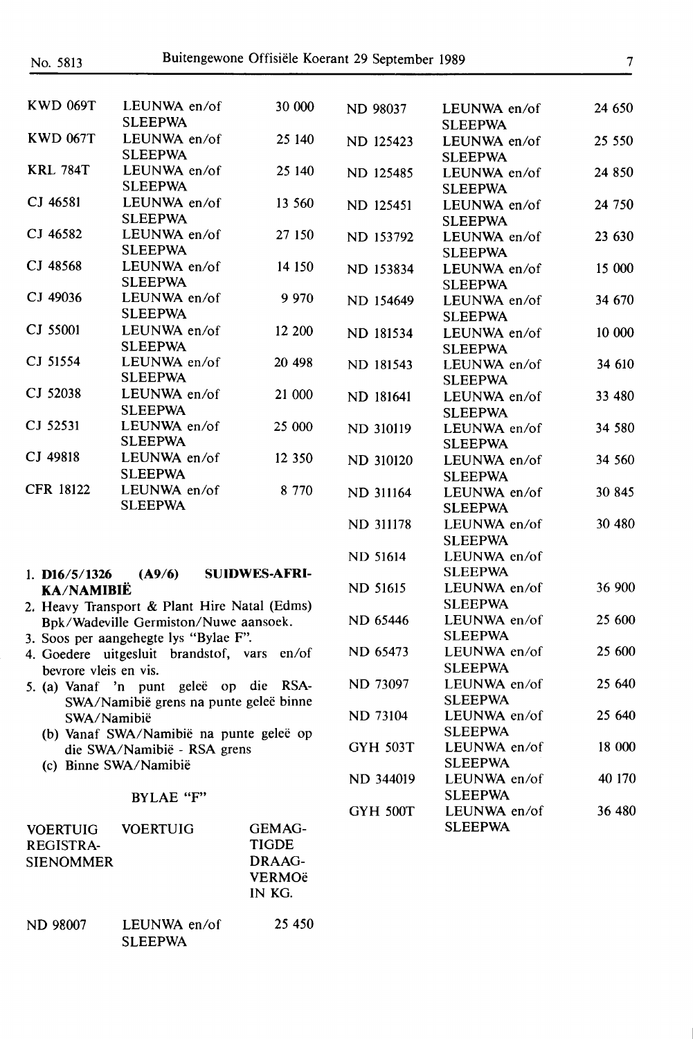| | | |
|---|---|---|
| KWD 069T | LEUNWA en/of SLEEPWA | 30 000 |
| KWD 067T | LEUNWA en/of SLEEPWA | 25 140 |
| KRL 784T | LEUNWA en/of SLEEPWA | 25 140 |
| CJ 46581 | LEUNWA en/of SLEEPWA | 13 560 |
| CJ 46582 | LEUNWA en/of SLEEPWA | 27 150 |
| CJ 48568 | LEUNWA en/of SLEEPWA | 14 150 |
| CJ 49036 | LEUNWA en/of SLEEPWA | 9 970 |
| CJ 55001 | LEUNWA en/of SLEEPWA | 12 200 |
| CJ 51554 | LEUNWA en/of SLEEPWA | 20 498 |
| CJ 52038 | LEUNWA en/of SLEEPWA | 21 000 |
| CJ 52531 | LEUNWA en/of SLEEPWA | 25 000 |
| CJ 49818 | LEUNWA en/of SLEEPWA | 12 350 |
| CFR 18122 | LEUNWA en/of SLEEPWA | 8 770 |

1. **D16/5/1326 (A9/6) SUIDWES-AFRIKA/NAMIBIË**
2. Heavy Transport & Plant Hire Natal (Edms) Bpk/Wadeville Germiston/Nuwe aansoek.
3. Soos per aangehegte lys "Bylae F".
4. Goedere uitgesluit brandstof, vars en/of bevrore vleis en vis.
5. (a) Vanaf 'n punt geleë op die RSA-SWA/Namibië grens na punte geleë binne SWA/Namibië
   (b) Vanaf SWA/Namibië na punte geleë op die SWA/Namibië - RSA grens
   (c) Binne SWA/Namibië

BYLAE "F"

| VOERTUIG REGISTRASIENOMMER | VOERTUIG | GEMAGTIGDE DRAAGVERMOë IN KG. |
|---|---|---|
| ND 98007 | LEUNWA en/of SLEEPWA | 25 450 |
| ND 98037 | LEUNWA en/of SLEEPWA | 24 650 |
| ND 125423 | LEUNWA en/of SLEEPWA | 25 550 |
| ND 125485 | LEUNWA en/of SLEEPWA | 24 850 |
| ND 125451 | LEUNWA en/of SLEEPWA | 24 750 |
| ND 153792 | LEUNWA en/of SLEEPWA | 23 630 |
| ND 153834 | LEUNWA en/of SLEEPWA | 15 000 |
| ND 154649 | LEUNWA en/of SLEEPWA | 34 670 |
| ND 181534 | LEUNWA en/of SLEEPWA | 10 000 |
| ND 181543 | LEUNWA en/of SLEEPWA | 34 610 |
| ND 181641 | LEUNWA en/of SLEEPWA | 33 480 |
| ND 310119 | LEUNWA en/of SLEEPWA | 34 580 |
| ND 310120 | LEUNWA en/of SLEEPWA | 34 560 |
| ND 311164 | LEUNWA en/of SLEEPWA | 30 845 |
| ND 311178 | LEUNWA en/of SLEEPWA | 30 480 |
| ND 51614 | LEUNWA en/of SLEEPWA | |
| ND 51615 | LEUNWA en/of SLEEPWA | 36 900 |
| ND 65446 | LEUNWA en/of SLEEPWA | 25 600 |
| ND 65473 | LEUNWA en/of SLEEPWA | 25 600 |
| ND 73097 | LEUNWA en/of SLEEPWA | 25 640 |
| ND 73104 | LEUNWA en/of SLEEPWA | 25 640 |
| GYH 503T | LEUNWA en/of SLEEPWA | 18 000 |
| ND 344019 | LEUNWA en/of SLEEPWA | 40 170 |
| GYH 500T | LEUNWA en/of SLEEPWA | 36 480 |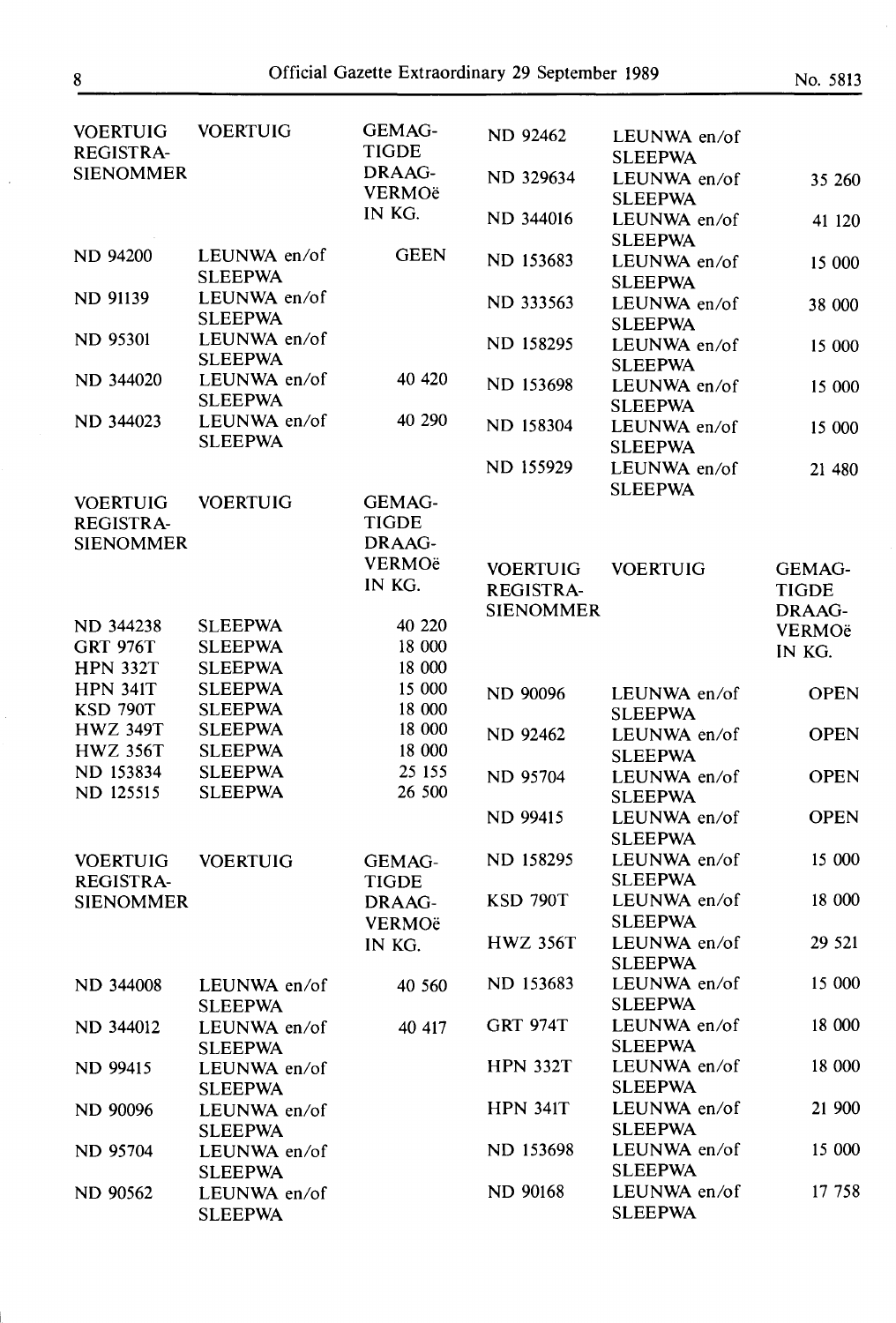| VOERTUIG REGISTRASIENOMMER | VOERTUIG | GEMAGTIGDE DRAAGVERMOë IN KG. |
|---|---|---|
| ND 94200 | LEUNWA en/of SLEEPWA | GEEN |
| ND 91139 | LEUNWA en/of SLEEPWA | |
| ND 95301 | LEUNWA en/of SLEEPWA | |
| ND 344020 | LEUNWA en/of SLEEPWA | 40 420 |
| ND 344023 | LEUNWA en/of SLEEPWA | 40 290 |

| VOERTUIG REGISTRASIENOMMER | VOERTUIG | GEMAGTIGDE DRAAGVERMOë IN KG. |
|---|---|---|
| ND 344238 | SLEEPWA | 40 220 |
| GRT 976T | SLEEPWA | 18 000 |
| HPN 332T | SLEEPWA | 18 000 |
| HPN 341T | SLEEPWA | 15 000 |
| KSD 790T | SLEEPWA | 18 000 |
| HWZ 349T | SLEEPWA | 18 000 |
| HWZ 356T | SLEEPWA | 18 000 |
| ND 153834 | SLEEPWA | 25 155 |
| ND 125515 | SLEEPWA | 26 500 |

| VOERTUIG REGISTRASIENOMMER | VOERTUIG | GEMAGTIGDE DRAAGVERMOë IN KG. |
|---|---|---|
| ND 344008 | LEUNWA en/of SLEEPWA | 40 560 |
| ND 344012 | LEUNWA en/of SLEEPWA | 40 417 |
| ND 99415 | LEUNWA en/of SLEEPWA | |
| ND 90096 | LEUNWA en/of SLEEPWA | |
| ND 95704 | LEUNWA en/of SLEEPWA | |
| ND 90562 | LEUNWA en/of SLEEPWA | |
| ND 92462 | LEUNWA en/of SLEEPWA | |
| ND 329634 | LEUNWA en/of SLEEPWA | 35 260 |
| ND 344016 | LEUNWA en/of SLEEPWA | 41 120 |
| ND 153683 | LEUNWA en/of SLEEPWA | 15 000 |
| ND 333563 | LEUNWA en/of SLEEPWA | 38 000 |
| ND 158295 | LEUNWA en/of SLEEPWA | 15 000 |
| ND 153698 | LEUNWA en/of SLEEPWA | 15 000 |
| ND 158304 | LEUNWA en/of SLEEPWA | 15 000 |
| ND 155929 | LEUNWA en/of SLEEPWA | 21 480 |

| VOERTUIG REGISTRASIENOMMER | VOERTUIG | GEMAGTIGDE DRAAGVERMOë IN KG. |
|---|---|---|
| ND 90096 | LEUNWA en/of SLEEPWA | OPEN |
| ND 92462 | LEUNWA en/of SLEEPWA | OPEN |
| ND 95704 | LEUNWA en/of SLEEPWA | OPEN |
| ND 99415 | LEUNWA en/of SLEEPWA | OPEN |
| ND 158295 | LEUNWA en/of SLEEPWA | 15 000 |
| KSD 790T | LEUNWA en/of SLEEPWA | 18 000 |
| HWZ 356T | LEUNWA en/of SLEEPWA | 29 521 |
| ND 153683 | LEUNWA en/of SLEEPWA | 15 000 |
| GRT 974T | LEUNWA en/of SLEEPWA | 18 000 |
| HPN 332T | LEUNWA en/of SLEEPWA | 18 000 |
| HPN 341T | LEUNWA en/of SLEEPWA | 21 900 |
| ND 153698 | LEUNWA en/of SLEEPWA | 15 000 |
| ND 90168 | LEUNWA en/of SLEEPWA | 17 758 |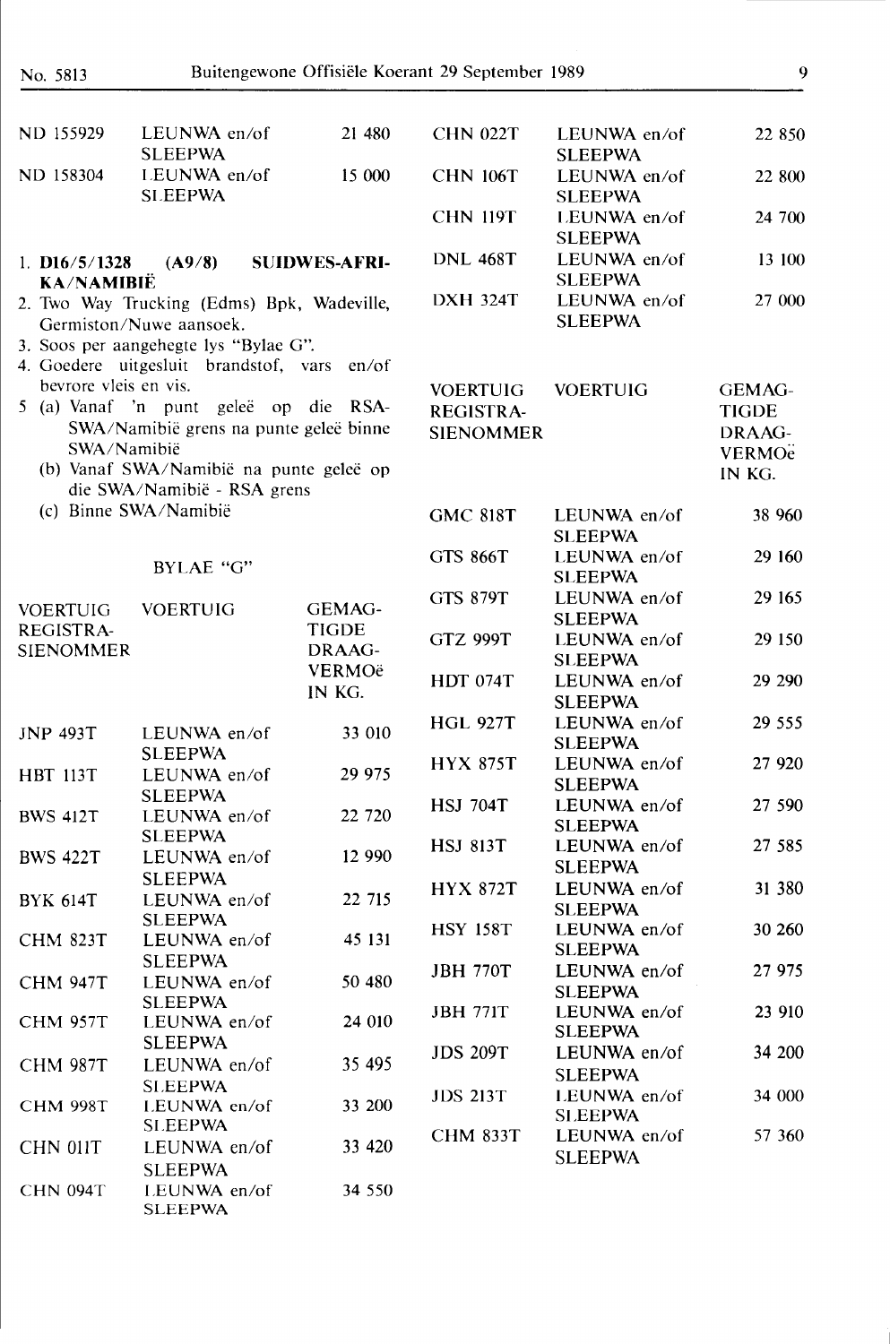| | | |
|---|---|---|
| ND 155929 | LEUNWA en/of SLEEPWA | 21 480 |
| ND 158304 | LEUNWA en/of SLEEPWA | 15 000 |

1. **D16/5/1328 (A9/8) SUIDWES-AFRIKA/NAMIBIË**
2. Two Way Trucking (Edms) Bpk, Wadeville, Germiston/Nuwe aansoek.
3. Soos per aangehegte lys "Bylae G".
4. Goedere uitgesluit brandstof, vars en/of bevrore vleis en vis.
5. (a) Vanaf 'n punt geleë op die RSA-SWA/Namibië grens na punte geleë binne SWA/Namibië
   (b) Vanaf SWA/Namibië na punte geleë op die SWA/Namibië - RSA grens
   (c) Binne SWA/Namibië

BYLAE "G"

| VOERTUIG REGISTRASIENOMMER | VOERTUIG | GEMAGTIGDE DRAAGVERMOë IN KG. |
|---|---|---|
| JNP 493T | LEUNWA en/of SLEEPWA | 33 010 |
| HBT 113T | LEUNWA en/of SLEEPWA | 29 975 |
| BWS 412T | LEUNWA en/of SLEEPWA | 22 720 |
| BWS 422T | LEUNWA en/of SLEEPWA | 12 990 |
| BYK 614T | LEUNWA en/of SLEEPWA | 22 715 |
| CHM 823T | LEUNWA en/of SLEEPWA | 45 131 |
| CHM 947T | LEUNWA en/of SLEEPWA | 50 480 |
| CHM 957T | LEUNWA en/of SLEEPWA | 24 010 |
| CHM 987T | LEUNWA en/of SLEEPWA | 35 495 |
| CHM 998T | LEUNWA en/of SLEEPWA | 33 200 |
| CHN 011T | LEUNWA en/of SLEEPWA | 33 420 |
| CHN 094T | LEUNWA en/of SLEEPWA | 34 550 |
| CHN 022T | LEUNWA en/of SLEEPWA | 22 850 |
| CHN 106T | LEUNWA en/of SLEEPWA | 22 800 |
| CHN 119T | LEUNWA en/of SLEEPWA | 24 700 |
| DNL 468T | LEUNWA en/of SLEEPWA | 13 100 |
| DXH 324T | LEUNWA en/of SLEEPWA | 27 000 |

| VOERTUIG REGISTRASIENOMMER | VOERTUIG | GEMAGTIGDE DRAAGVERMOë IN KG. |
|---|---|---|
| GMC 818T | LEUNWA en/of SLEEPWA | 38 960 |
| GTS 866T | LEUNWA en/of SLEEPWA | 29 160 |
| GTS 879T | LEUNWA en/of SLEEPWA | 29 165 |
| GTZ 999T | LEUNWA en/of SLEEPWA | 29 150 |
| HDT 074T | LEUNWA en/of SLEEPWA | 29 290 |
| HGL 927T | LEUNWA en/of SLEEPWA | 29 555 |
| HYX 875T | LEUNWA en/of SLEEPWA | 27 920 |
| HSJ 704T | LEUNWA en/of SLEEPWA | 27 590 |
| HSJ 813T | LEUNWA en/of SLEEPWA | 27 585 |
| HYX 872T | LEUNWA en/of SLEEPWA | 31 380 |
| HSY 158T | LEUNWA en/of SLEEPWA | 30 260 |
| JBH 770T | LEUNWA en/of SLEEPWA | 27 975 |
| JBH 771T | LEUNWA en/of SLEEPWA | 23 910 |
| JDS 209T | LEUNWA en/of SLEEPWA | 34 200 |
| JDS 213T | LEUNWA en/of SLEEPWA | 34 000 |
| CHM 833T | LEUNWA en/of SLEEPWA | 57 360 |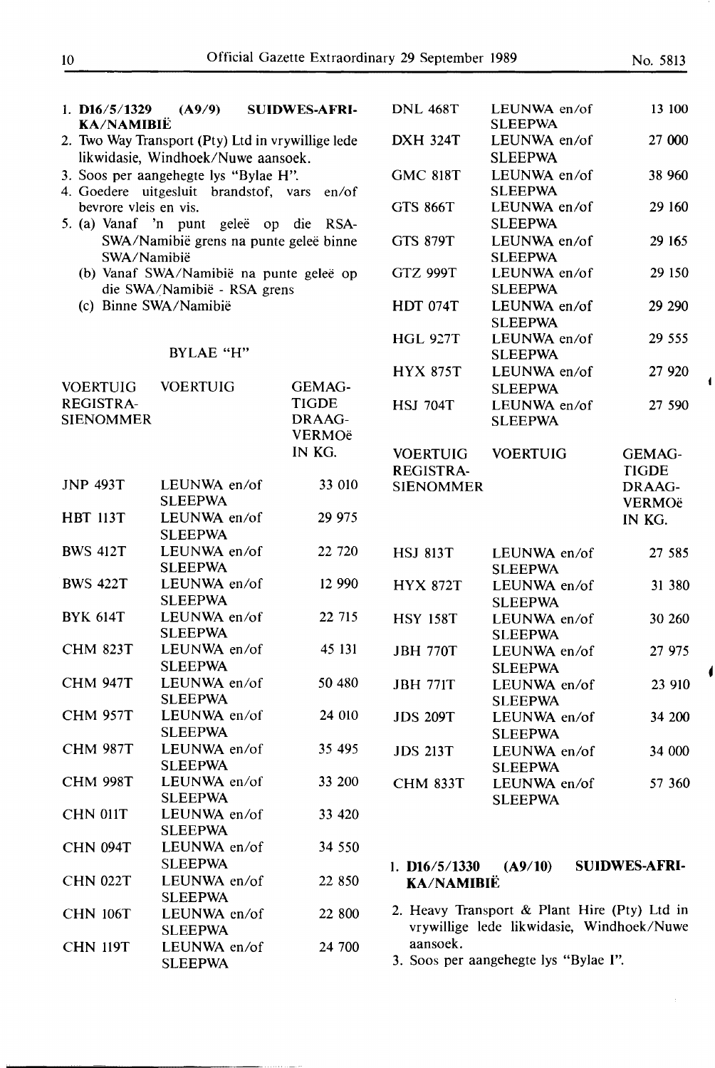1. **D16/5/1329 (A9/9) SUIDWES-AFRIKA/NAMIBIË**
2. Two Way Transport (Pty) Ltd in vrywillige lede likwidasie, Windhoek/Nuwe aansoek.
3. Soos per aangehegte lys "Bylae H".
4. Goedere uitgesluit brandstof, vars en/of bevrore vleis en vis.
5. (a) Vanaf 'n punt geleë op die RSA-SWA/Namibië grens na punte geleë binne SWA/Namibië
   (b) Vanaf SWA/Namibië na punte geleë op die SWA/Namibië - RSA grens
   (c) Binne SWA/Namibië

BYLAE "H"

| VOERTUIG REGISTRASIENOMMER | VOERTUIG | GEMAGTIGDE DRAAGVERMOë IN KG. |
|---|---|---|
| JNP 493T | LEUNWA en/of SLEEPWA | 33 010 |
| HBT 113T | LEUNWA en/of SLEEPWA | 29 975 |
| BWS 412T | LEUNWA en/of SLEEPWA | 22 720 |
| BWS 422T | LEUNWA en/of SLEEPWA | 12 990 |
| BYK 614T | LEUNWA en/of SLEEPWA | 22 715 |
| CHM 823T | LEUNWA en/of SLEEPWA | 45 131 |
| CHM 947T | LEUNWA en/of SLEEPWA | 50 480 |
| CHM 957T | LEUNWA en/of SLEEPWA | 24 010 |
| CHM 987T | LEUNWA en/of SLEEPWA | 35 495 |
| CHM 998T | LEUNWA en/of SLEEPWA | 33 200 |
| CHN 011T | LEUNWA en/of SLEEPWA | 33 420 |
| CHN 094T | LEUNWA en/of SLEEPWA | 34 550 |
| CHN 022T | LEUNWA en/of SLEEPWA | 22 850 |
| CHN 106T | LEUNWA en/of SLEEPWA | 22 800 |
| CHN 119T | LEUNWA en/of SLEEPWA | 24 700 |
| DNL 468T | LEUNWA en/of SLEEPWA | 13 100 |
| DXH 324T | LEUNWA en/of SLEEPWA | 27 000 |
| GMC 818T | LEUNWA en/of SLEEPWA | 38 960 |
| GTS 866T | LEUNWA en/of SLEEPWA | 29 160 |
| GTS 879T | LEUNWA en/of SLEEPWA | 29 165 |
| GTZ 999T | LEUNWA en/of SLEEPWA | 29 150 |
| HDT 074T | LEUNWA en/of SLEEPWA | 29 290 |
| HGL 927T | LEUNWA en/of SLEEPWA | 29 555 |
| HYX 875T | LEUNWA en/of SLEEPWA | 27 920 |
| HSJ 704T | LEUNWA en/of SLEEPWA | 27 590 |
| HSJ 813T | LEUNWA en/of SLEEPWA | 27 585 |
| HYX 872T | LEUNWA en/of SLEEPWA | 31 380 |
| HSY 158T | LEUNWA en/of SLEEPWA | 30 260 |
| JBH 770T | LEUNWA en/of SLEEPWA | 27 975 |
| JBH 771T | LEUNWA en/of SLEEPWA | 23 910 |
| JDS 209T | LEUNWA en/of SLEEPWA | 34 200 |
| JDS 213T | LEUNWA en/of SLEEPWA | 34 000 |
| CHM 833T | LEUNWA en/of SLEEPWA | 57 360 |

1. **D16/5/1330 (A9/10) SUIDWES-AFRIKA/NAMIBIË**
2. Heavy Transport & Plant Hire (Pty) Ltd in vrywillige lede likwidasie, Windhoek/Nuwe aansoek.
3. Soos per aangehegte lys "Bylae I".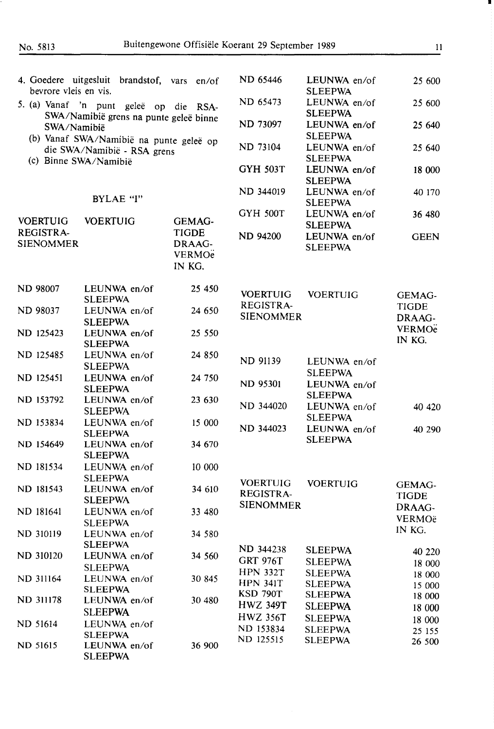4. Goedere uitgesluit brandstof, vars en/of bevrore vleis en vis.

5. (a) Vanaf 'n punt geleë op die RSA-SWA/Namibië grens na punte geleë binne SWA/Namibië
   (b) Vanaf SWA/Namibië na punte geleë op die SWA/Namibië - RSA grens
   (c) Binne SWA/Namibië

BYLAE "I"

| VOERTUIG REGISTRA-SIENOMMER | VOERTUIG | GEMAG-TIGDE DRAAG-VERMOë IN KG. |
|---|---|---|
| ND 98007 | LEUNWA en/of SLEEPWA | 25 450 |
| ND 98037 | LEUNWA en/of SLEEPWA | 24 650 |
| ND 125423 | LEUNWA en/of SLEEPWA | 25 550 |
| ND 125485 | LEUNWA en/of SLEEPWA | 24 850 |
| ND 125451 | LEUNWA en/of SLEEPWA | 24 750 |
| ND 153792 | LEUNWA en/of SLEEPWA | 23 630 |
| ND 153834 | LEUNWA en/of SLEEPWA | 15 000 |
| ND 154649 | LEUNWA en/of SLEEPWA | 34 670 |
| ND 181534 | LEUNWA en/of SLEEPWA | 10 000 |
| ND 181543 | LEUNWA en/of SLEEPWA | 34 610 |
| ND 181641 | LEUNWA en/of SLEEPWA | 33 480 |
| ND 310119 | LEUNWA en/of SLEEPWA | 34 580 |
| ND 310120 | LEUNWA en/of SLEEPWA | 34 560 |
| ND 311164 | LEUNWA en/of SLEEPWA | 30 845 |
| ND 311178 | LEUNWA en/of SLEEPWA | 30 480 |
| ND 51614 | LEUNWA en/of SLEEPWA | |
| ND 51615 | LEUNWA en/of SLEEPWA | 36 900 |
| ND 65446 | LEUNWA en/of SLEEPWA | 25 600 |
| ND 65473 | LEUNWA en/of SLEEPWA | 25 600 |
| ND 73097 | LEUNWA en/of SLEEPWA | 25 640 |
| ND 73104 | LEUNWA en/of SLEEPWA | 25 640 |
| GYH 503T | LEUNWA en/of SLEEPWA | 18 000 |
| ND 344019 | LEUNWA en/of SLEEPWA | 40 170 |
| GYH 500T | LEUNWA en/of SLEEPWA | 36 480 |
| ND 94200 | LEUNWA en/of SLEEPWA | GEEN |

| VOERTUIG REGISTRA-SIENOMMER | VOERTUIG | GEMAG-TIGDE DRAAG-VERMOë IN KG. |
|---|---|---|
| ND 91139 | LEUNWA en/of SLEEPWA | |
| ND 95301 | LEUNWA en/of SLEEPWA | |
| ND 344020 | LEUNWA en/of SLEEPWA | 40 420 |
| ND 344023 | LEUNWA en/of SLEEPWA | 40 290 |

| VOERTUIG REGISTRA-SIENOMMER | VOERTUIG | GEMAG-TIGDE DRAAG-VERMOë IN KG. |
|---|---|---|
| ND 344238 | SLEEPWA | 40 220 |
| GRT 976T | SLEEPWA | 18 000 |
| HPN 332T | SLEEPWA | 18 000 |
| HPN 341T | SLEEPWA | 15 000 |
| KSD 790T | SLEEPWA | 18 000 |
| HWZ 349T | SLEEPWA | 18 000 |
| HWZ 356T | SLEEPWA | 18 000 |
| ND 153834 | SLEEPWA | 25 155 |
| ND 125515 | SLEEPWA | 26 500 |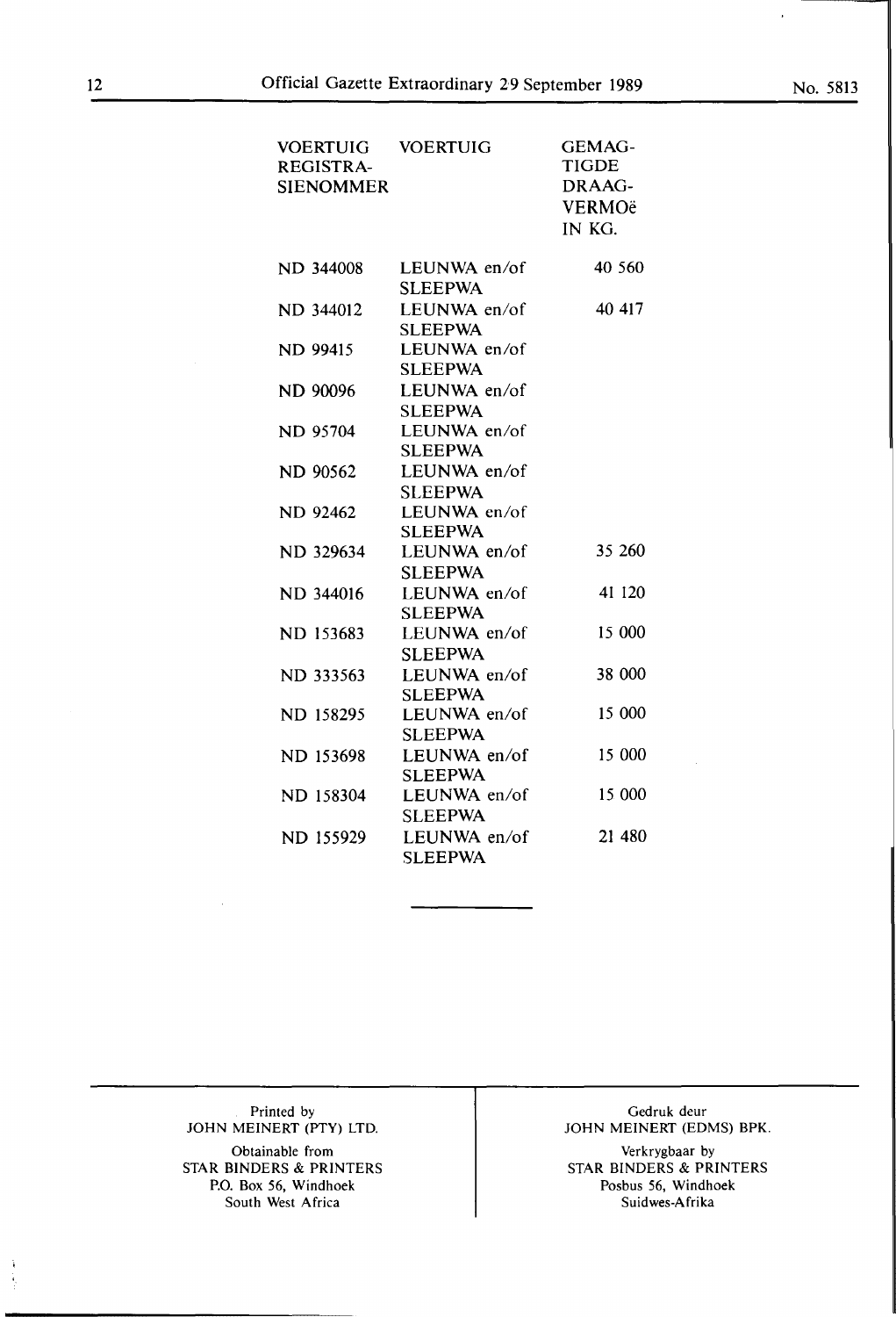| VOERTUIG REGISTRASIENOMMER | VOERTUIG | GEMAGTIGDE DRAAGVERMOË IN KG. |
|---|---|---|
| ND 344008 | LEUNWA en/of SLEEPWA | 40 560 |
| ND 344012 | LEUNWA en/of SLEEPWA | 40 417 |
| ND 99415 | LEUNWA en/of SLEEPWA | |
| ND 90096 | LEUNWA en/of SLEEPWA | |
| ND 95704 | LEUNWA en/of SLEEPWA | |
| ND 90562 | LEUNWA en/of SLEEPWA | |
| ND 92462 | LEUNWA en/of SLEEPWA | |
| ND 329634 | LEUNWA en/of SLEEPWA | 35 260 |
| ND 344016 | LEUNWA en/of SLEEPWA | 41 120 |
| ND 153683 | LEUNWA en/of SLEEPWA | 15 000 |
| ND 333563 | LEUNWA en/of SLEEPWA | 38 000 |
| ND 158295 | LEUNWA en/of SLEEPWA | 15 000 |
| ND 153698 | LEUNWA en/of SLEEPWA | 15 000 |
| ND 158304 | LEUNWA en/of SLEEPWA | 15 000 |
| ND 155929 | LEUNWA en/of SLEEPWA | 21 480 |

---

Printed by
JOHN MEINERT (PTY) LTD.
Obtainable from
STAR BINDERS & PRINTERS
P.O. Box 56, Windhoek
South West Africa

Gedruk deur
JOHN MEINERT (EDMS) BPK.
Verkrygbaar by
STAR BINDERS & PRINTERS
Posbus 56, Windhoek
Suidwes-Afrika